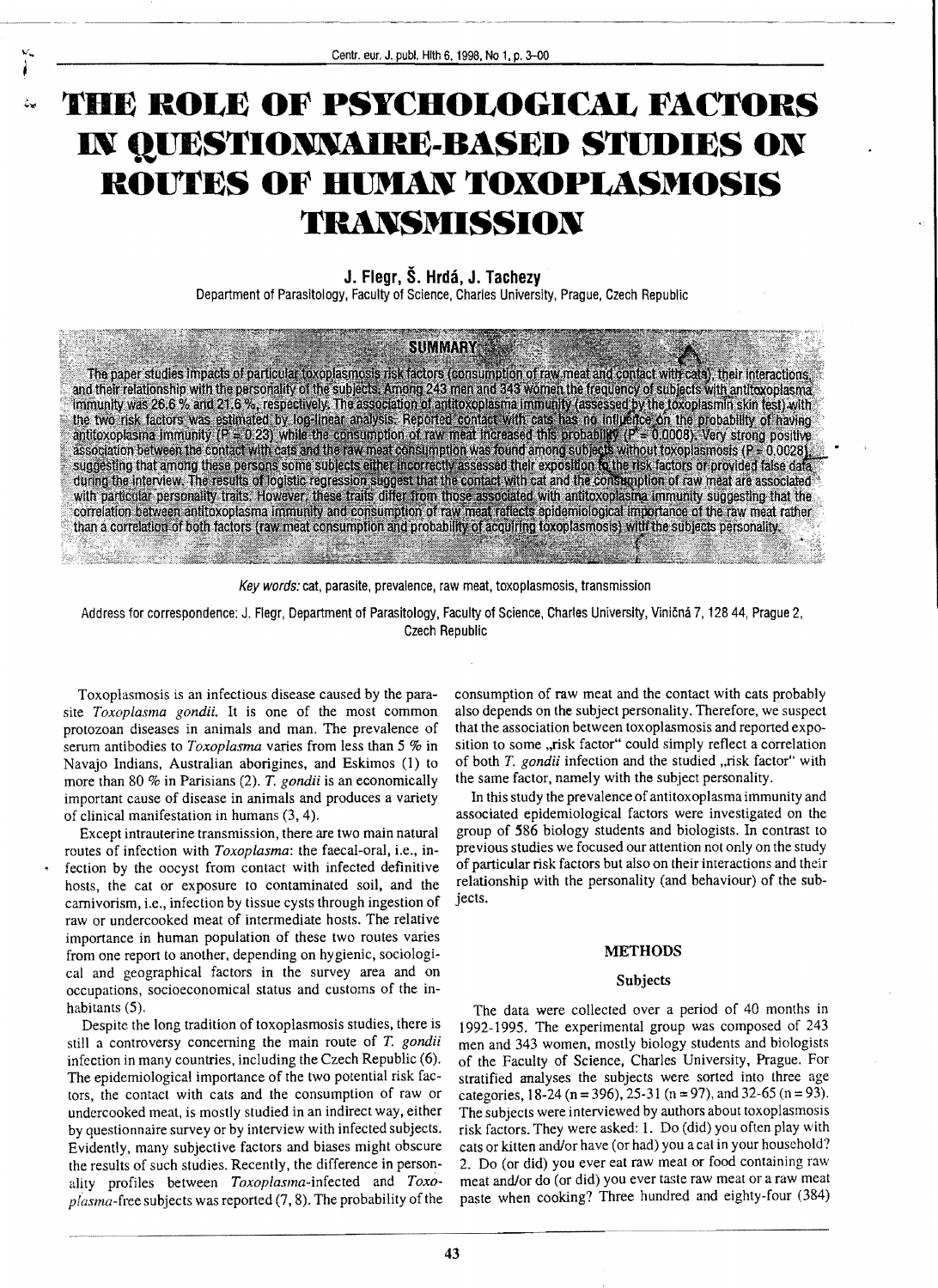# THE ROLE OF PSYCHOLOGICAL FACTORS IN QUESTIONNAIRE-BASED STUDIES ON ROUTES OF HUMAN TOXOPLASMOSIS TRANSMISSION

**J. Flegr, Š. Hrdá, J. Tachezy**

Department of Parasitology, Faculty of Science, Charles University, Prague, Czech Republic

## SUMMARY

The paper studies impacts of particular toxoplasmosis risk factors (consumption of raw meat and contact with cats), their interactions, and their relationship with the personality of the subjects. Among 243 men and 343 women the frequency of subjects with antitoxoplasma immunity was 26.6 % and 21.6 %, respectively. The association of antitoxoplasma immunity (assessed by the toxoplasmin skin test) with the two risk factors was estimated by log-linear analysis. Reported contact with cats has no influence on the probability of having antitoxoplasma immunity ($P = 0.23$) while the consumption of raw meat increased this probability ($P = 0.0008$). Very strong positive association between the contact with cats and the raw meat consumption was found among subjects without toxoplasmosis ($P = 0.0028$), suggesting that among these persons some subjects either incorrectly assessed their exposition to the risk factors or provided false data during the interview. The results of logistic regression suggest that the contact with cat and the consumption of raw meat are associated with particular personality traits. However, these traits differ from those associated with antitoxoplasma immunity suggesting that the correlation between antitoxoplasma immunity and consumption of raw meat reflects epidemiological importance of the raw meat rather than a correlation of both factors (raw meat consumption and probability of acquiring toxoplasmosis) with the subjects personality.

*Key words:* cat, parasite, prevalence, raw meat, toxoplasmosis, transmission

Address for correspondence: J. Flegr, Department of Parasitology, Faculty of Science, Charles University, Viničná 7, 128 44, Prague 2, Czech Republic

Toxoplasmosis is an infectious disease caused by the parasite *Toxoplasma gondii*. It is one of the most common protozoan diseases in animals and man. The prevalence of serum antibodies to *Toxoplasma* varies from less than 5 % in Navajo Indians, Australian aborigines, and Eskimos (1) to more than 80 % in Parisians (2). *T. gondii* is an economically important cause of disease in animals and produces a variety of clinical manifestation in humans (3, 4).

Except intrauterine transmission, there are two main natural routes of infection with *Toxoplasma*: the faecal-oral, i.e., infection by the oocyst from contact with infected definitive hosts, the cat or exposure to contaminated soil, and the carnivorism, i.e., infection by tissue cysts through ingestion of raw or undercooked meat of intermediate hosts. The relative importance in human population of these two routes varies from one report to another, depending on hygienic, sociological and geographical factors in the survey area and on occupations, socioeconomical status and customs of the inhabitants (5).

Despite the long tradition of toxoplasmosis studies, there is still a controversy concerning the main route of *T. gondii* infection in many countries, including the Czech Republic (6). The epidemiological importance of the two potential risk factors, the contact with cats and the consumption of raw or undercooked meat, is mostly studied in an indirect way, either by questionnaire survey or by interview with infected subjects. Evidently, many subjective factors and biases might obscure the results of such studies. Recently, the difference in personality profiles between *Toxoplasma*-infected and *Toxoplasma*-free subjects was reported (7, 8). The probability of the consumption of raw meat and the contact with cats probably also depends on the subject personality. Therefore, we suspect that the association between toxoplasmosis and reported exposition to some „risk factor" could simply reflect a correlation of both *T. gondii* infection and the studied „risk factor" with the same factor, namely with the subject personality.

In this study the prevalence of antitoxoplasma immunity and associated epidemiological factors were investigated on the group of 586 biology students and biologists. In contrast to previous studies we focused our attention not only on the study of particular risk factors but also on their interactions and their relationship with the personality (and behaviour) of the subjects.

## METHODS

### Subjects

The data were collected over a period of 40 months in 1992-1995. The experimental group was composed of 243 men and 343 women, mostly biology students and biologists of the Faculty of Science, Charles University, Prague. For stratified analyses the subjects were sorted into three age categories, 18-24 (n = 396), 25-31 (n = 97), and 32-65 (n = 93). The subjects were interviewed by authors about toxoplasmosis risk factors. They were asked: 1. Do (did) you often play with cats or kitten and/or have (or had) you a cat in your household? 2. Do (or did) you ever eat raw meat or food containing raw meat and/or do (or did) you ever taste raw meat or a raw meat paste when cooking? Three hundred and eighty-four (384)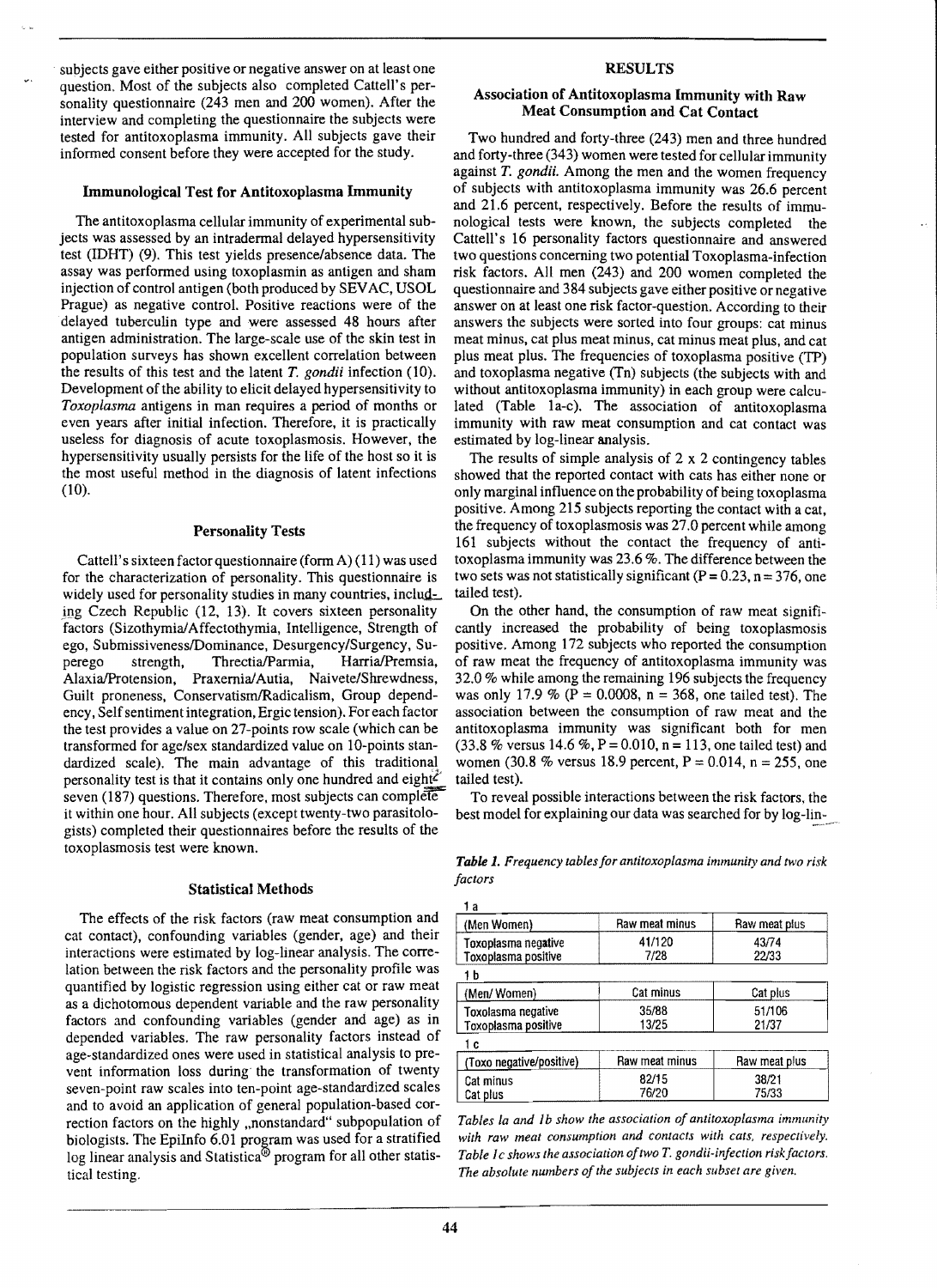subjects gave either positive or negative answer on at least one question. Most of the subjects also completed Cattell's personality questionnaire (243 men and 200 women). After the interview and completing the questionnaire the subjects were tested for antitoxoplasma immunity. All subjects gave their informed consent before they were accepted for the study.

### Immunological Test for Antitoxoplasma Immunity

The antitoxoplasma cellular immunity of experimental subjects was assessed by an intradermal delayed hypersensitivity test (IDHT) (9). This test yields presence/absence data. The assay was performed using toxoplasmin as antigen and sham injection of control antigen (both produced by SEVAC, USOL Prague) as negative control. Positive reactions were of the delayed tuberculin type and were assessed 48 hours after antigen administration. The large-scale use of the skin test in population surveys has shown excellent correlation between the results of this test and the latent *T. gondii* infection (10). Development of the ability to elicit delayed hypersensitivity to *Toxoplasma* antigens in man requires a period of months or even years after initial infection. Therefore, it is practically useless for diagnosis of acute toxoplasmosis. However, the hypersensitivity usually persists for the life of the host so it is the most useful method in the diagnosis of latent infections (10).

### Personality Tests

Cattell's sixteen factor questionnaire (form A) (11) was used for the characterization of personality. This questionnaire is widely used for personality studies in many countries, including Czech Republic (12, 13). It covers sixteen personality factors (Sizothymia/Affectothymia, Intelligence, Strength of ego, Submissiveness/Dominance, Desurgency/Surgency, Superego strength, Threctia/Parmia, Harria/Premsia, Alaxia/Protension, Praxernia/Autia, Naivete/Shrewdness, Guilt proneness, Conservatism/Radicalism, Group dependency, Self sentiment integration, Ergic tension). For each factor the test provides a value on 27-points row scale (which can be transformed for age/sex standardized value on 10-points standardized scale). The main advantage of this traditional personality test is that it contains only one hundred and eighty-seven (187) questions. Therefore, most subjects can complete it within one hour. All subjects (except twenty-two parasitologists) completed their questionnaires before the results of the toxoplasmosis test were known.

### Statistical Methods

The effects of the risk factors (raw meat consumption and cat contact), confounding variables (gender, age) and their interactions were estimated by log-linear analysis. The correlation between the risk factors and the personality profile was quantified by logistic regression using either cat or raw meat as a dichotomous dependent variable and the raw personality factors and confounding variables (gender and age) as in depended variables. The raw personality factors instead of age-standardized ones were used in statistical analysis to prevent information loss during the transformation of twenty seven-point raw scales into ten-point age-standardized scales and to avoid an application of general population-based correction factors on the highly „nonstandard" subpopulation of biologists. The EpiInfo 6.01 program was used for a stratified log linear analysis and Statistica® program for all other statistical testing.

## RESULTS

### Association of Antitoxoplasma Immunity with Raw Meat Consumption and Cat Contact

Two hundred and forty-three (243) men and three hundred and forty-three (343) women were tested for cellular immunity against *T. gondii*. Among the men and the women frequency of subjects with antitoxoplasma immunity was 26.6 percent and 21.6 percent, respectively. Before the results of immunological tests were known, the subjects completed the Cattell's 16 personality factors questionnaire and answered two questions concerning two potential Toxoplasma-infection risk factors. All men (243) and 200 women completed the questionnaire and 384 subjects gave either positive or negative answer on at least one risk factor-question. According to their answers the subjects were sorted into four groups: cat minus meat minus, cat plus meat minus, cat minus meat plus, and cat plus meat plus. The frequencies of toxoplasma positive (TP) and toxoplasma negative (Tn) subjects (the subjects with and without antitoxoplasma immunity) in each group were calculated (Table 1a-c). The association of antitoxoplasma immunity with raw meat consumption and cat contact was estimated by log-linear analysis.

The results of simple analysis of 2 x 2 contingency tables showed that the reported contact with cats has either none or only marginal influence on the probability of being toxoplasma positive. Among 215 subjects reporting the contact with a cat, the frequency of toxoplasmosis was 27.0 percent while among 161 subjects without the contact the frequency of antitoxoplasma immunity was 23.6 %. The difference between the two sets was not statistically significant ($P = 0.23$, $n = 376$, one tailed test).

On the other hand, the consumption of raw meat significantly increased the probability of being toxoplasmosis positive. Among 172 subjects who reported the consumption of raw meat the frequency of antitoxoplasma immunity was 32.0 % while among the remaining 196 subjects the frequency was only 17.9 % ($P = 0.0008$, $n = 368$, one tailed test). The association between the consumption of raw meat and the antitoxoplasma immunity was significant both for men (33.8 % versus 14.6 %, $P = 0.010$, $n = 113$, one tailed test) and women (30.8 % versus 18.9 percent, $P = 0.014$, $n = 255$, one tailed test).

To reveal possible interactions between the risk factors, the best model for explaining our data was searched for by log-lin-

*Table 1. Frequency tables for antitoxoplasma immunity and two risk factors*

1 a

| (Men Women) | Raw meat minus | Raw meat plus |
|---|---|---|
| Toxoplasma negative | 41/120 | 43/74 |
| Toxoplasma positive | 7/28 | 22/33 |

1 b

| (Men/ Women) | Cat minus | Cat plus |
|---|---|---|
| Toxolasma negative | 35/88 | 51/106 |
| Toxoplasma positive | 13/25 | 21/37 |

1 c

| (Toxo negative/positive) | Raw meat minus | Raw meat plus |
|---|---|---|
| Cat minus | 82/15 | 38/21 |
| Cat plus | 76/20 | 75/33 |

*Tables la and lb show the association of antitoxoplasma immunity with raw meat consumption and contacts with cats, respectively. Table 1c shows the association of two T. gondii-infection risk factors. The absolute numbers of the subjects in each subset are given.*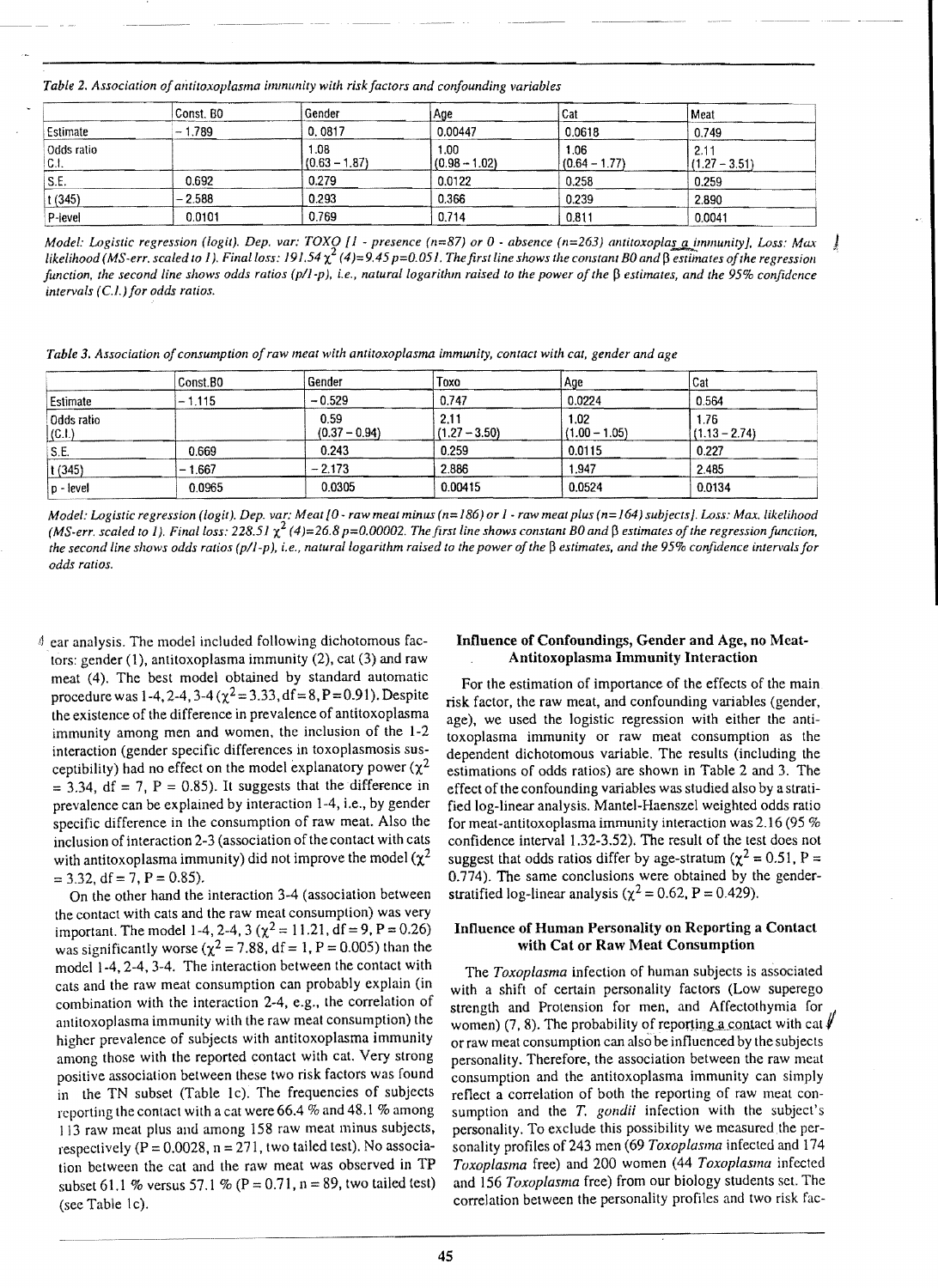*Table 2. Association of antitoxoplasma immunity with risk factors and confounding variables*

| | Const. B0 | Gender | Age | Cat | Meat |
|---|---|---|---|---|---|
| Estimate | −1.789 | 0.0817 | 0.00447 | 0.0618 | 0.749 |
| Odds ratio C.I. | | 1.08 (0.63 − 1.87) | 1.00 (0.98 − 1.02) | 1.06 (0.64 − 1.77) | 2.11 (1.27 − 3.51) |
| S.E. | 0.692 | 0.279 | 0.0122 | 0.258 | 0.259 |
| t (345) | −2.588 | 0.293 | 0.366 | 0.239 | 2.890 |
| P-level | 0.0101 | 0.769 | 0.714 | 0.811 | 0.0041 |

*Model: Logistic regression (logit). Dep. var: TOXO [1 - presence (n=87) or 0 - absence (n=263) antitoxoplasma immunity], Loss: Max likelihood (MS-err. scaled to 1). Final loss: 191.54 $\chi^2$ (4)=9.45 p=0.051. The first line shows the constant B0 and β estimates of the regression function, the second line shows odds ratios (p/1-p), i.e., natural logarithm raised to the power of the β estimates, and the 95% confidence intervals (C.I.) for odds ratios.*

*Table 3. Association of consumption of raw meat with antitoxoplasma immunity, contact with cat, gender and age*

| | Const.B0 | Gender | Toxo | Age | Cat |
|---|---|---|---|---|---|
| Estimate | −1.115 | −0.529 | 0.747 | 0.0224 | 0.564 |
| Odds ratio (C.I.) | | 0.59 (0.37 − 0.94) | 2.11 (1.27 − 3.50) | 1.02 (1.00 − 1.05) | 1.76 (1.13 − 2.74) |
| S.E. | 0.669 | 0.243 | 0.259 | 0.0115 | 0.227 |
| t (345) | −1.667 | −2.173 | 2.886 | 1.947 | 2.485 |
| p - level | 0.0965 | 0.0305 | 0.00415 | 0.0524 | 0.0134 |

*Model: Logistic regression (logit). Dep. var: Meat [0 - raw meat minus (n=186) or 1 - raw meat plus (n=164) subjects]. Loss: Max. likelihood (MS-err. scaled to 1). Final loss: 228.51 $\chi^2$ (4)=26.8 p=0.00002. The first line shows constant B0 and β estimates of the regression function, the second line shows odds ratios (p/1-p), i.e., natural logarithm raised to the power of the β estimates, and the 95% confidence intervals for odds ratios.*

ear analysis. The model included following dichotomous factors: gender (1), antitoxoplasma immunity (2), cat (3) and raw meat (4). The best model obtained by standard automatic procedure was 1-4, 2-4, 3-4 ($\chi^2 = 3.33$, df = 8, P = 0.91). Despite the existence of the difference in prevalence of antitoxoplasma immunity among men and women, the inclusion of the 1-2 interaction (gender specific differences in toxoplasmosis susceptibility) had no effect on the model explanatory power ($\chi^2 = 3.34$, df = 7, P = 0.85). It suggests that the difference in prevalence can be explained by interaction 1-4, i.e., by gender specific difference in the consumption of raw meat. Also the inclusion of interaction 2-3 (association of the contact with cats with antitoxoplasma immunity) did not improve the model ($\chi^2 = 3.32$, df = 7, P = 0.85).

On the other hand the interaction 3-4 (association between the contact with cats and the raw meat consumption) was very important. The model 1-4, 2-4, 3 ($\chi^2 = 11.21$, df = 9, P = 0.26) was significantly worse ($\chi^2 = 7.88$, df = 1, P = 0.005) than the model 1-4, 2-4, 3-4. The interaction between the contact with cats and the raw meat consumption can probably explain (in combination with the interaction 2-4, e.g., the correlation of antitoxoplasma immunity with the raw meat consumption) the higher prevalence of subjects with antitoxoplasma immunity among those with the reported contact with cat. Very strong positive association between these two risk factors was found in the TN subset (Table 1c). The frequencies of subjects reporting the contact with a cat were 66.4 % and 48.1 % among 113 raw meat plus and among 158 raw meat minus subjects, respectively (P = 0.0028, n = 271, two tailed test). No association between the cat and the raw meat was observed in TP subset 61.1 % versus 57.1 % (P = 0.71, n = 89, two tailed test) (see Table 1c).

### Influence of Confoundings, Gender and Age, no Meat-Antitoxoplasma Immunity Interaction

For the estimation of importance of the effects of the main risk factor, the raw meat, and confounding variables (gender, age), we used the logistic regression with either the antitoxoplasma immunity or raw meat consumption as the dependent dichotomous variable. The results (including the estimations of odds ratios) are shown in Table 2 and 3. The effect of the confounding variables was studied also by a stratified log-linear analysis. Mantel-Haenszel weighted odds ratio for meat-antitoxoplasma immunity interaction was 2.16 (95 % confidence interval 1.32-3.52). The result of the test does not suggest that odds ratios differ by age-stratum ($\chi^2 = 0.51$, P = 0.774). The same conclusions were obtained by the gender-stratified log-linear analysis ($\chi^2 = 0.62$, P = 0.429).

### Influence of Human Personality on Reporting a Contact with Cat or Raw Meat Consumption

The *Toxoplasma* infection of human subjects is associated with a shift of certain personality factors (Low superego strength and Protension for men, and Affectothymia for women) (7, 8). The probability of reporting a contact with cat or raw meat consumption can also be influenced by the subjects personality. Therefore, the association between the raw meat consumption and the antitoxoplasma immunity can simply reflect a correlation of both the reporting of raw meat consumption and the *T. gondii* infection with the subject's personality. To exclude this possibility we measured the personality profiles of 243 men (69 *Toxoplasma* infected and 174 *Toxoplasma* free) and 200 women (44 *Toxoplasma* infected and 156 *Toxoplasma* free) from our biology students set. The correlation between the personality profiles and two risk fac-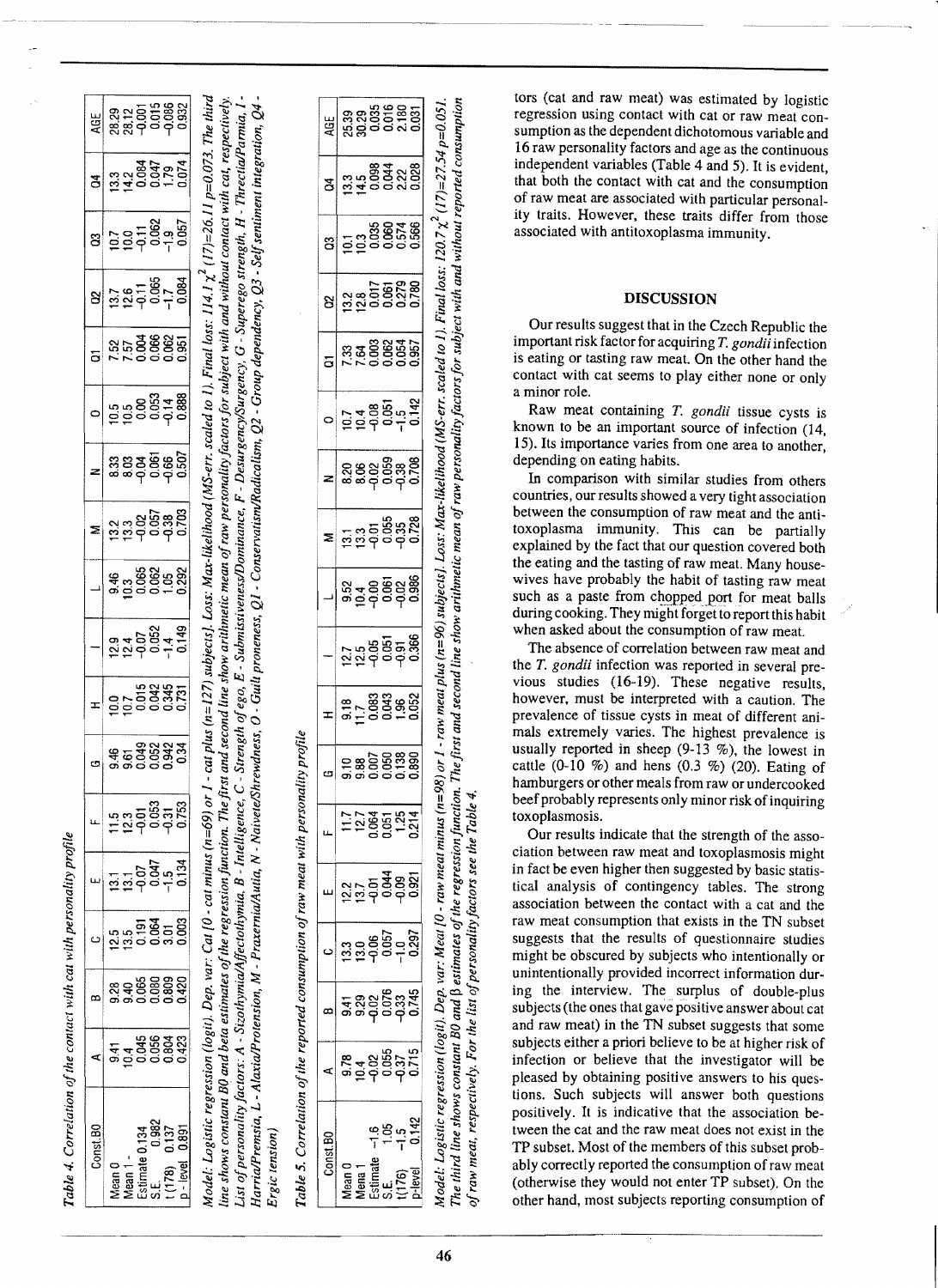Table 4. Correlation of the contact with cat with personality profile

| Const.B0 | A | B | C | E | F | G | H | I | L | M | N | O | Q1 | Q2 | Q3 | Q4 | AGE |
|---|---|---|---|---|---|---|---|---|---|---|---|---|---|---|---|---|---|
| Mean 0 | 9.41 | 9.28 | 12.5 | 13.1 | 11.5 | 9.46 | 10.0 | 12.9 | 9.46 | 13.2 | 8.33 | 10.5 | 7.52 | 13.7 | 10.7 | 13.3 | 28.29 |
| Mean 1 - | 10.4 | 9.40 | 13.5 | 13.1 | 12.3 | 9.61 | 10.7 | 12.4 | 10.3 | 13.3 | 8.03 | 10.5 | 7.57 | 12.6 | 10.0 | 14.2 | 28.12 |
| Estimate 0.134 | 0.045 | 0.065 | 0.191 | -0.07 | -0.01 | 0.049 | 0.015 | -0.07 | 0.065 | -0.02 | -0.04 | 0.00 | 0.004 | -0.11 | -0.11 | 0.084 | -0.001 |
| S.E. 0.982 | 0.056 | 0.080 | 0.064 | 0.047 | 0.053 | 0.052 | 0.042 | 0.052 | 0.062 | 0.057 | 0.061 | 0.053 | 0.066 | 0.065 | 0.062 | 0.047 | 0.015 |
| t (178) 0.137 | 0.804 | 0.809 | 3.01 | -1.5 | -0.31 | 0.942 | 0.345 | -1.4 | 1.05 | -0.38 | -0.66 | -0.14 | 0.062 | -1.7 | -1.9 | 1.79 | -0.086 |
| p - level 0.891 | 0.423 | 0.420 | 0.003 | 0.134 | 0.753 | 0.34 | 0.731 | 0.149 | 0.292 | 0.703 | 0.507 | 0.888 | 0.951 | 0.084 | 0.057 | 0.074 | 0.932 |

*Model: Logistic regression (logit). Dep. var: Cat [0 - cat minus (n=69) or 1 - cat plus (n=127) subjects]. Loss: Max-likelihood (MS-err. scaled to 1). Final loss: 114.1 $\chi^2$ (17)=26.11 p=0.073. The third line shows constant B0 and beta estimates of the regression function. The first and second line show arithmetic mean of raw personality factors for subject with and without contact with cat, respectively. List of personality factors: A - Sizothymia/Affectothymia, B - Intelligence, C - Strength of ego, E - Submissiveness/Dominance, F - Desurgency/Surgency, G - Superego strength, H - Threctia/Parmia, I - Harria/Premsia, L - Alaxia/Protension, M - Praxernia/Autia, N - Naivete/Shrewdness, O - Guilt proneness, Q1 - Conservatism/Radicalism, Q2 - Group dependency, Q3 - Self sentiment integration, Q4 - Ergic tension)*

Table 5. Correlation of the reported consumption of raw meat with personality profile

| Const.B0 | A | B | C | E | F | G | H | I | L | M | N | O | Q1 | Q2 | Q3 | Q4 | AGE |
|---|---|---|---|---|---|---|---|---|---|---|---|---|---|---|---|---|---|
| Mean 0 | 9.78 | 9.41 | 13.3 | 12.2 | 11.7 | 9.10 | 9.18 | 12.7 | 9.52 | 13.1 | 8.20 | 10.7 | 7.33 | 13.2 | 10.1 | 13.3 | 25.39 |
| Mena 1 | 10.4 | 9.29 | 13.0 | 13.7 | 12.7 | 9.88 | 11.7 | 12.5 | 10.4 | 13.3 | 8.06 | 10.4 | 7.64 | 12.8 | 10.3 | 14.5 | 30.29 |
| Estimate -1.6 | -0.02 | -0.02 | -0.06 | -0.01 | 0.064 | 0.007 | 0.083 | -0.05 | -0.00 | -0.01 | -0.02 | -0.08 | 0.003 | 0.017 | 0.035 | 0.098 | 0.035 |
| S.E. 1.05 | 0.055 | 0.076 | 0.057 | 0.044 | 0.051 | 0.050 | 0.043 | 0.051 | 0.061 | 0.055 | 0.059 | 0.051 | 0.062 | 0.061 | 0.060 | 0.044 | 0.016 |
| t(176) -1.5 | -0.37 | -0.33 | -1.0 | -0.09 | 1.25 | 0.138 | 1.96 | -0.91 | -0.02 | -0.35 | -0.38 | -1.5 | 0.054 | 0.279 | 0.574 | 2.22 | 2.180 |
| p-level 0.142 | 0.715 | 0.745 | 0.297 | 0.921 | 0.214 | 0.890 | 0.052 | 0.366 | 0.986 | 0.728 | 0.708 | 0.142 | 0.957 | 0.780 | 0.566 | 0.028 | 0.031 |

*Model: Logistic regression (logit). Dep. var: Meat [0 - raw meat minus (n=98) or 1 - raw meat plus (n=96) subjects]. Loss: Max-likelihood (MS-err. scaled to 1). Final loss: 120.7 $\chi^2$ (17)=27.54 p=0.051. The third line shows constant B0 and β estimates of the regression function. The first and second line show arithmetic mean of raw personality factors for subject with and without reported consumption of raw meat, respectively. For the list of personality factors see the Table 4.*

tors (cat and raw meat) was estimated by logistic regression using contact with cat or raw meat consumption as the dependent dichotomous variable and 16 raw personality factors and age as the continuous independent variables (Table 4 and 5). It is evident, that both the contact with cat and the consumption of raw meat are associated with particular personality traits. However, these traits differ from those associated with antitoxoplasma immunity.

## DISCUSSION

Our results suggest that in the Czech Republic the important risk factor for acquiring *T. gondii* infection is eating or tasting raw meat. On the other hand the contact with cat seems to play either none or only a minor role.

Raw meat containing *T. gondii* tissue cysts is known to be an important source of infection (14, 15). Its importance varies from one area to another, depending on eating habits.

In comparison with similar studies from others countries, our results showed a very tight association between the consumption of raw meat and the antitoxoplasma immunity. This can be partially explained by the fact that our question covered both the eating and the tasting of raw meat. Many housewives have probably the habit of tasting raw meat such as a paste from chopped port for meat balls during cooking. They might forget to report this habit when asked about the consumption of raw meat.

The absence of correlation between raw meat and the *T. gondii* infection was reported in several previous studies (16-19). These negative results, however, must be interpreted with a caution. The prevalence of tissue cysts in meat of different animals extremely varies. The highest prevalence is usually reported in sheep (9-13 %), the lowest in cattle (0-10 %) and hens (0.3 %) (20). Eating of hamburgers or other meals from raw or undercooked beef probably represents only minor risk of inquiring toxoplasmosis.

Our results indicate that the strength of the association between raw meat and toxoplasmosis might in fact be even higher then suggested by basic statistical analysis of contingency tables. The strong association between the contact with a cat and the raw meat consumption that exists in the TN subset suggests that the results of questionnaire studies might be obscured by subjects who intentionally or unintentionally provided incorrect information during the interview. The surplus of double-plus subjects (the ones that gave positive answer about cat and raw meat) in the TN subset suggests that some subjects either a priori believe to be at higher risk of infection or believe that the investigator will be pleased by obtaining positive answers to his questions. Such subjects will answer both questions positively. It is indicative that the association between the cat and the raw meat does not exist in the TP subset. Most of the members of this subset probably correctly reported the consumption of raw meat (otherwise they would not enter TP subset). On the other hand, most subjects reporting consumption of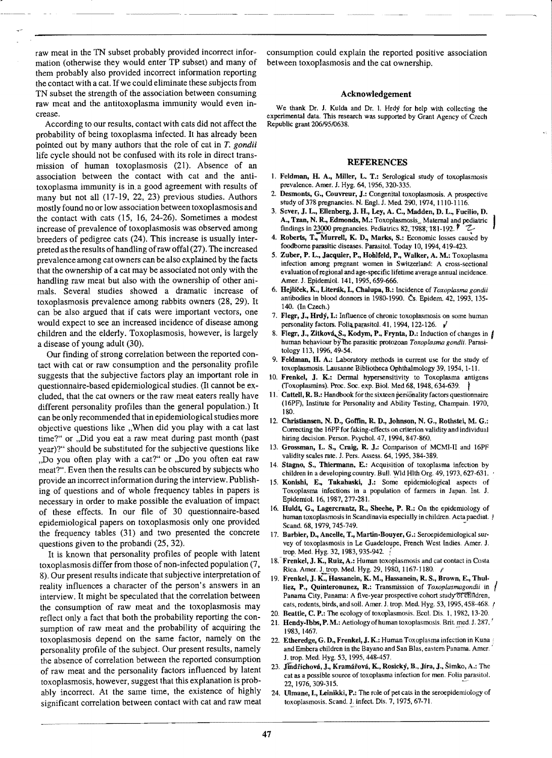raw meat in the TN subset probably provided incorrect information (otherwise they would enter TP subset) and many of them probably also provided incorrect information reporting the contact with a cat. If we could eliminate these subjects from TN subset the strength of the association between consuming raw meat and the antitoxoplasma immunity would even increase.

According to our results, contact with cats did not affect the probability of being toxoplasma infected. It has already been pointed out by many authors that the role of cat in *T. gondii* life cycle should not be confused with its role in direct transmission of human toxoplasmosis (21). Absence of an association between the contact with cat and the antitoxoplasma immunity is in a good agreement with results of many but not all (17-19, 22, 23) previous studies. Authors mostly found no or low association between toxoplasmosis and the contact with cats (15, 16, 24-26). Sometimes a modest increase of prevalence of toxoplasmosis was observed among breeders of pedigree cats (24). This increase is usually interpreted as the results of handling of raw offal (27). The increased prevalence among cat owners can be also explained by the facts that the ownership of a cat may be associated not only with the handling raw meat but also with the ownership of other animals. Several studies showed a dramatic increase of toxoplasmosis prevalence among rabbits owners (28, 29). It can be also argued that if cats were important vectors, one would expect to see an increased incidence of disease among children and the elderly. Toxoplasmosis, however, is largely a disease of young adult (30).

Our finding of strong correlation between the reported contact with cat or raw consumption and the personality profile suggests that the subjective factors play an important role in questionnaire-based epidemiological studies. (It cannot be excluded, that the cat owners or the raw meat eaters really have different personality profiles than the general population.) It can be only recommended that in epidemiological studies more objective questions like „When did you play with a cat last time?" or „Did you eat a raw meat during past month (past year)?" should be substituted for the subjective questions like „Do you often play with a cat?" or „Do you often eat raw meat?". Even then the results can be obscured by subjects who provide an incorrect information during the interview. Publishing of questions and of whole frequency tables in papers is necessary in order to make possible the evaluation of impact of these effects. In our file of 30 questionnaire-based epidemiological papers on toxoplasmosis only one provided the frequency tables (31) and two presented the concrete questions given to the probandi (25, 32).

It is known that personality profiles of people with latent toxoplasmosis differ from those of non-infected population (7, 8). Our present results indicate that subjective interpretation of reality influences a character of the person's answers in an interview. It might be speculated that the correlation between the consumption of raw meat and the toxoplasmosis may reflect only a fact that both the probability reporting the consumption of raw meat and the probability of acquiring the toxoplasmosis depend on the same factor, namely on the personality profile of the subject. Our present results, namely the absence of correlation between the reported consumption of raw meat and the personality factors influenced by latent toxoplasmosis, however, suggest that this explanation is probably incorrect. At the same time, the existence of highly significant correlation between contact with cat and raw meat consumption could explain the reported positive association between toxoplasmosis and the cat ownership.

## Acknowledgement

We thank Dr. J. Kulda and Dr. I. Hrdý for help with collecting the experimental data. This research was supported by Grant Agency of Czech Republic grant 206/95/0638.

## REFERENCES

1. **Feldman, H. A., Miller, L. T.:** Serological study of toxoplasmosis prevalence. Amer. J. Hyg. 64, 1956, 320-335.
2. **Desmonts, G., Couvreur, J.:** Congenital toxoplasmosis. A prospective study of 378 pregnancies. N. Engl. J. Med. 290, 1974, 1110-1116.
3. **Sever, J. L., Ellenberg, J. H., Ley, A. C., Madden, D. L., Fucilio, D. A., Tzan, N. R., Edmonds, M.:** Toxoplasmosis_ Maternal and pediatric findings in 23000 pregnancies. Pediatrics 82, 1988, 181-192.
4. **Roberts, T., Murrell, K. D., Marks, S.:** Economic losses caused by foodborne parasitic diseases. Parasitol. Today 10, 1994, 419-423.
5. **Zuber, P. L., Jacquier, P., Hohlfeld, P., Walker, A. M.:** Toxoplasma infection among pregnant women in Switzerland: A cross-sectional evaluation of regional and age-specific lifetime average annual incidence. Amer. J. Epidemiol. 141, 1995, 659-666.
6. **Hejlíček, K., Literák, I., Chalupa, B.:** Incidence of *Toxoplasma gondii* antibodies in blood donnors in 1980-1990. Čs. Epidem. 42, 1993, 135-140. (In Czech.)
7. **Flegr, J., Hrdý, I.:** Influence of chronic toxoplasmosis on some human personality factors. Folia parasitol. 41, 1994, 122-126.
8. **Flegr, J., Zitková, S., Kodym, P., Frynta, D.:** Induction of changes in human behaviour by the parasitic protozoan *Toxoplasma gondii*. Parasitology 113, 1996, 49-54.
9. **Feldman, H. A.:** Laboratory methods in current use for the study of toxoplasmosis. Lausanne Bibliotheca Ophthalmology 39, 1954, 1-11.
10. **Frenkel, J. K.:** Dermal hypersensitivity to Toxoplasma antigens (Toxoplasmins). Proc. Soc. exp. Biol. Med 68, 1948, 634-639.
11. **Cattell, R. B.:** Handbook for the sixteen personality factors questionnaire (16PF), Institute for Personality and Ability Testing, Champain. 1970, 180.
12. **Christiansen, N. D., Goffin, R. D., Johnson, N. G., Rothstei, M. G.:** Correcting the 16PF for faking-effects on criterion validity and individual hiring decision. Person. Psychol. 47, 1994, 847-860.
13. **Grossman, L. S., Craig, R. J.:** Comparison of MCMI-II and 16PF validity scales rate. J. Pers. Assess. 64, 1995, 384-389.
14. **Stagno, S., Thiermann, E.:** Acquisition of toxoplasma infection by children in a developing country. Bull. Wld Hlth Org. 49, 1973, 627-631.
15. **Konishi, E., Takahaski, J.:** Some epidemiological aspects of Toxoplasma infections in a population of farmers in Japan. Int. J. Epidemiol. 16, 1987, 277-281.
16. **Huldt, G., Lagercrantz, R., Sheehe, P. R.:** On the epidemiology of human toxoplasmosis in Scandinavia especially in children. Acta paediat. Scand. 68, 1979, 745-749.
17. **Barbier, D., Ancelle, T., Martin-Bouyer, G.:** Seroepidemiological survey of toxoplasmosis in Le Guadeloupe, French West Indies. Amer. J. trop. Med. Hyg. 32, 1983, 935-942.
18. **Frenkel, J. K., Ruiz, A.:** Human toxoplasmosis and cat contact in Costa Rica. Amer. J. trop. Med. Hyg. 29, 1980, 1167-1180.
19. **Frenkel, J. K., Hassanein, K. M., Hassanein, R. S., Brown, E., Thulliez, P., Quinteronunez, R.:** Transmission of *Toxoplasmagondii* in Panama City, Panama: A five-year prospective cohort study of children, cats, rodents, birds, and soil. Amer. J. trop. Med. Hyg. 53, 1995, 458-468.
20. **Beattie, C. P.:** The ecology of toxoplasmosis. Ecol. Dis. 1, 1982, 13-20.
21. **Hendy-Ibbs, P. M.:** Aetiology of human toxoplasmosis. Brit. med. J. 287, 1983, 1467.
22. **Etheredge, G. D., Frenkel, J. K.:** Human Toxoplasma infection in Kuna and Embera children in the Bayano and San Blas, eastern Panama. Amer. J. trop. Med. Hyg. 53, 1995, 448-457.
23. **Jíndřichová, J., Kramářová, K., Rosický, B., Jíra, J., Šimko, A.:** The cat as a possible source of toxoplasma infection for men. Folia parasitol. 22, 1976, 309-315.
24. **Ulmane, I., Leinikki, P.:** The role of pet cats in the seroepidemiology of toxoplasmosis. Scand. J. infect. Dis. 7, 1975, 67-71.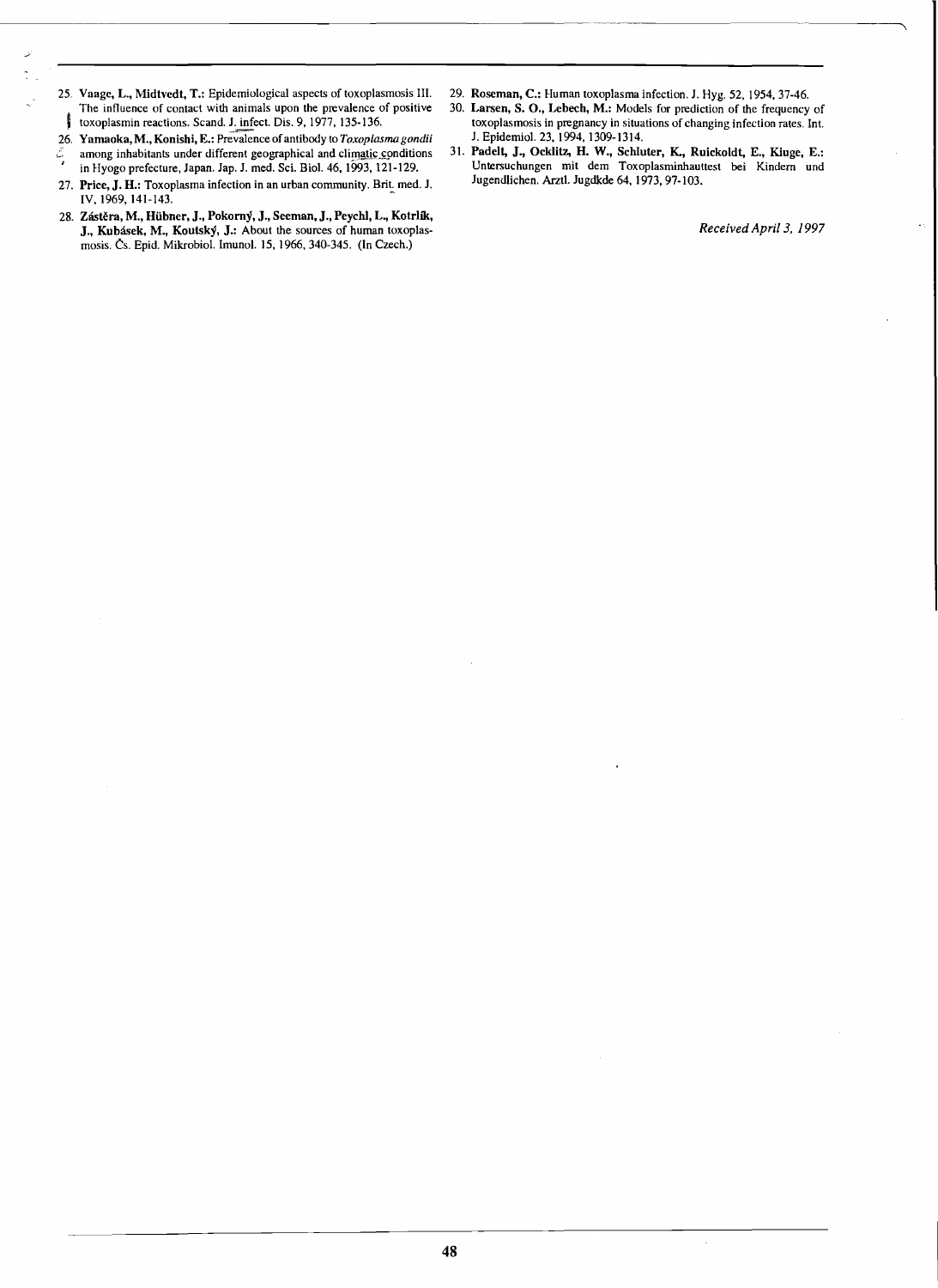25. **Vaage, L., Midtvedt, T.:** Epidemiological aspects of toxoplasmosis III. The influence of contact with animals upon the prevalence of positive toxoplasmin reactions. Scand. J. infect. Dis. 9, 1977, 135-136.
26. **Yamaoka, M., Konishi, E.:** Prevalence of antibody to *Toxoplasma gondii* among inhabitants under different geographical and climatic conditions in Hyogo prefecture, Japan. Jap. J. med. Sci. Biol. 46, 1993, 121-129.
27. **Price, J. H.:** Toxoplasma infection in an urban community. Brit. med. J. IV, 1969, 141-143.
28. **Zástěra, M., Hübner, J., Pokorný, J., Seeman, J., Peychl, L., Kotrlík, J., Kubásek, M., Koutský, J.:** About the sources of human toxoplasmosis. Čs. Epid. Mikrobiol. Imunol. 15, 1966, 340-345. (In Czech.)
29. **Roseman, C.:** Human toxoplasma infection. J. Hyg. 52, 1954, 37-46.
30. **Larsen, S. O., Lebech, M.:** Models for prediction of the frequency of toxoplasmosis in pregnancy in situations of changing infection rates. Int. J. Epidemiol. 23, 1994, 1309-1314.
31. **Padelt, J., Ocklitz, H. W., Schluter, K., Ruickoldt, E., Kiuge, E.:** Untersuchungen mit dem Toxoplasminhauttest bei Kindern und Jugendlichen. Arztl. Jugdkde 64, 1973, 97-103.

*Received April 3, 1997*